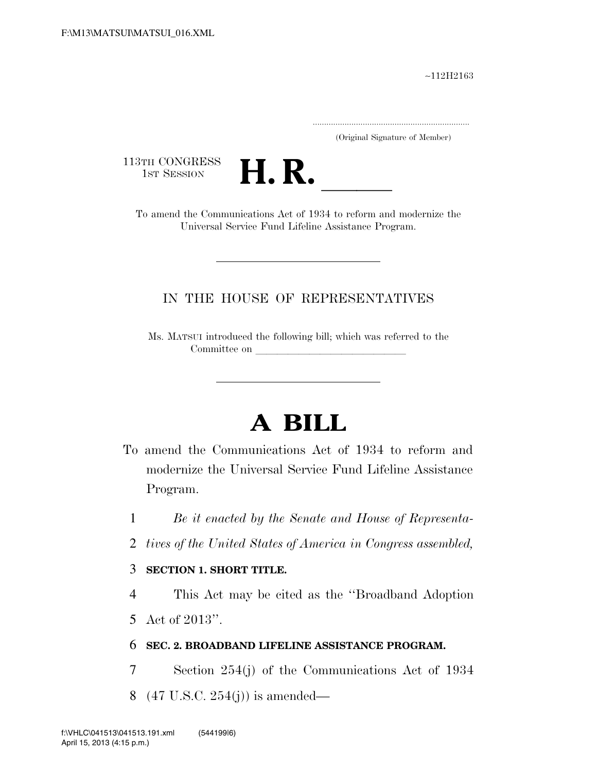~112H2163

.....................................................................
(Original Signature of Member)

113TH CONGRESS
1ST SESSION

# H. R. \_\_\_\_\_\_

To amend the Communications Act of 1934 to reform and modernize the Universal Service Fund Lifeline Assistance Program.

---

IN THE HOUSE OF REPRESENTATIVES

Ms. MATSUI introduced the following bill; which was referred to the Committee on \_\_\_\_\_\_\_\_\_\_\_\_\_\_\_\_\_\_\_\_\_\_\_\_\_\_\_\_\_\_

---

# A BILL

To amend the Communications Act of 1934 to reform and modernize the Universal Service Fund Lifeline Assistance Program.

1 *Be it enacted by the Senate and House of Representa-*
2 *tives of the United States of America in Congress assembled,*

3 **SECTION 1. SHORT TITLE.**

4 This Act may be cited as the ''Broadband Adoption
5 Act of 2013''.

6 **SEC. 2. BROADBAND LIFELINE ASSISTANCE PROGRAM.**

7 Section 254(j) of the Communications Act of 1934
8 (47 U.S.C. 254(j)) is amended—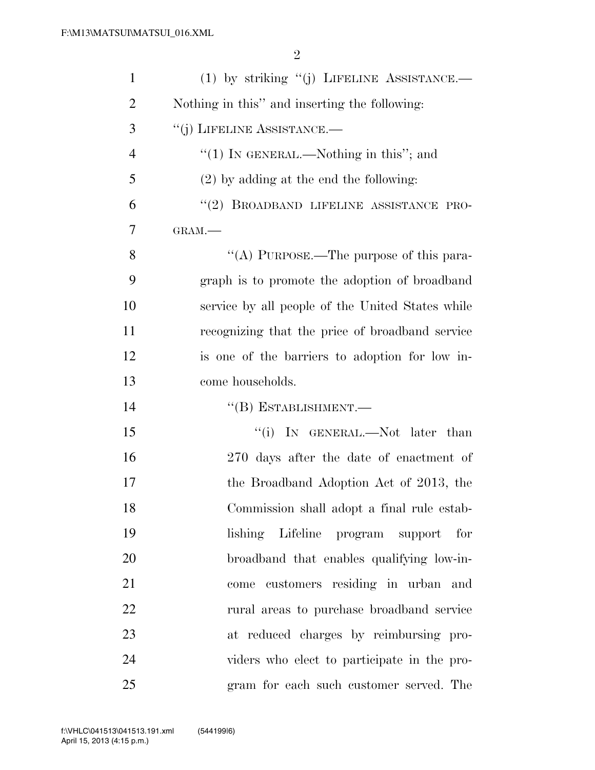(1) by striking "(j) LIFELINE ASSISTANCE.—Nothing in this" and inserting the following:

"(j) LIFELINE ASSISTANCE.—

"(1) IN GENERAL.—Nothing in this"; and

(2) by adding at the end the following:

"(2) BROADBAND LIFELINE ASSISTANCE PROGRAM.—

"(A) PURPOSE.—The purpose of this paragraph is to promote the adoption of broadband service by all people of the United States while recognizing that the price of broadband service is one of the barriers to adoption for low income households.

"(B) ESTABLISHMENT.—

"(i) IN GENERAL.—Not later than 270 days after the date of enactment of the Broadband Adoption Act of 2013, the Commission shall adopt a final rule establishing Lifeline program support for broadband that enables qualifying low-income customers residing in urban and rural areas to purchase broadband service at reduced charges by reimbursing providers who elect to participate in the program for each such customer served. The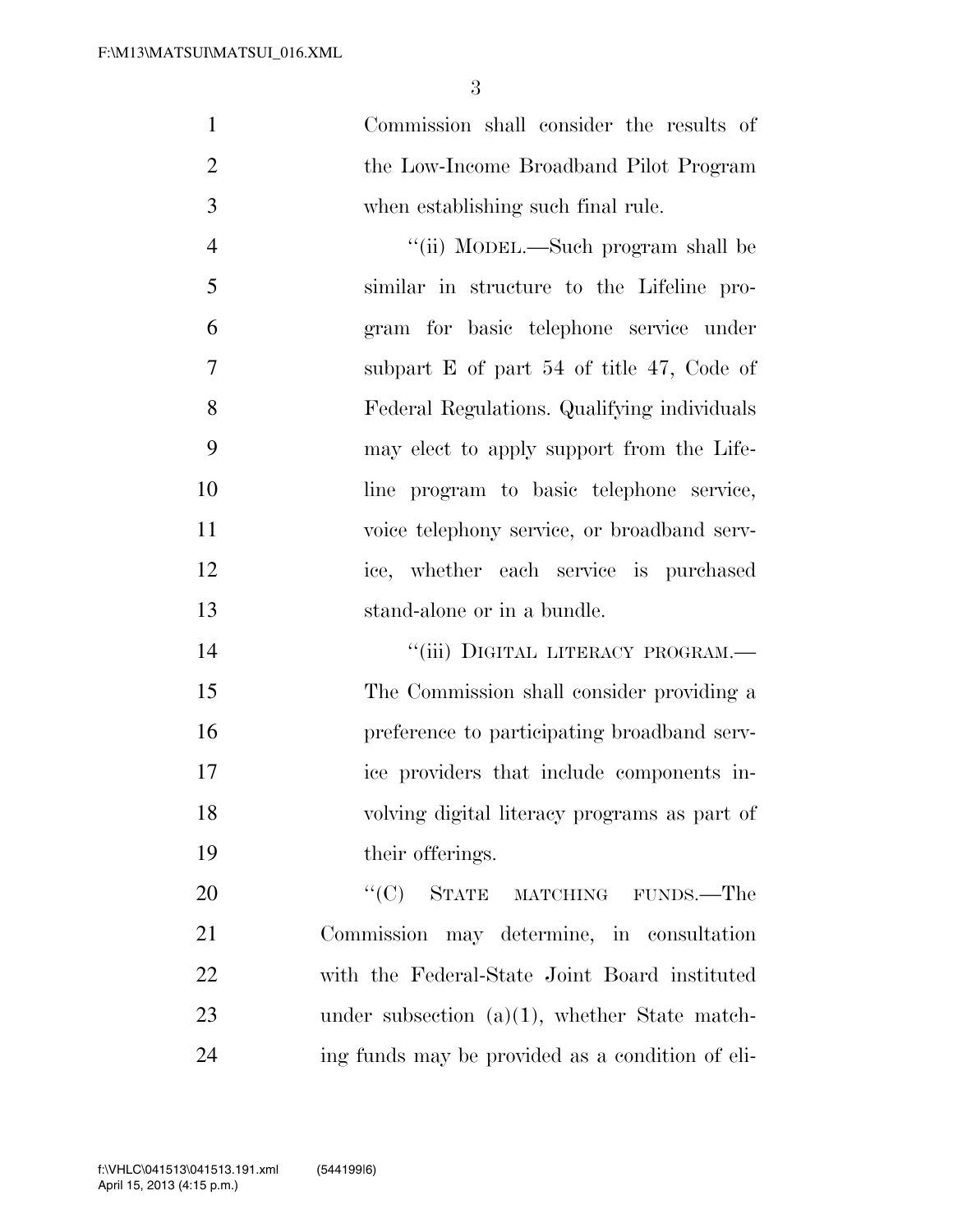Commission shall consider the results of the Low-Income Broadband Pilot Program when establishing such final rule.

"(ii) MODEL.—Such program shall be similar in structure to the Lifeline program for basic telephone service under subpart E of part 54 of title 47, Code of Federal Regulations. Qualifying individuals may elect to apply support from the Lifeline program to basic telephone service, voice telephony service, or broadband service, whether each service is purchased stand-alone or in a bundle.

"(iii) DIGITAL LITERACY PROGRAM.—The Commission shall consider providing a preference to participating broadband service providers that include components involving digital literacy programs as part of their offerings.

"(C) STATE MATCHING FUNDS.—The Commission may determine, in consultation with the Federal-State Joint Board instituted under subsection (a)(1), whether State matching funds may be provided as a condition of eli-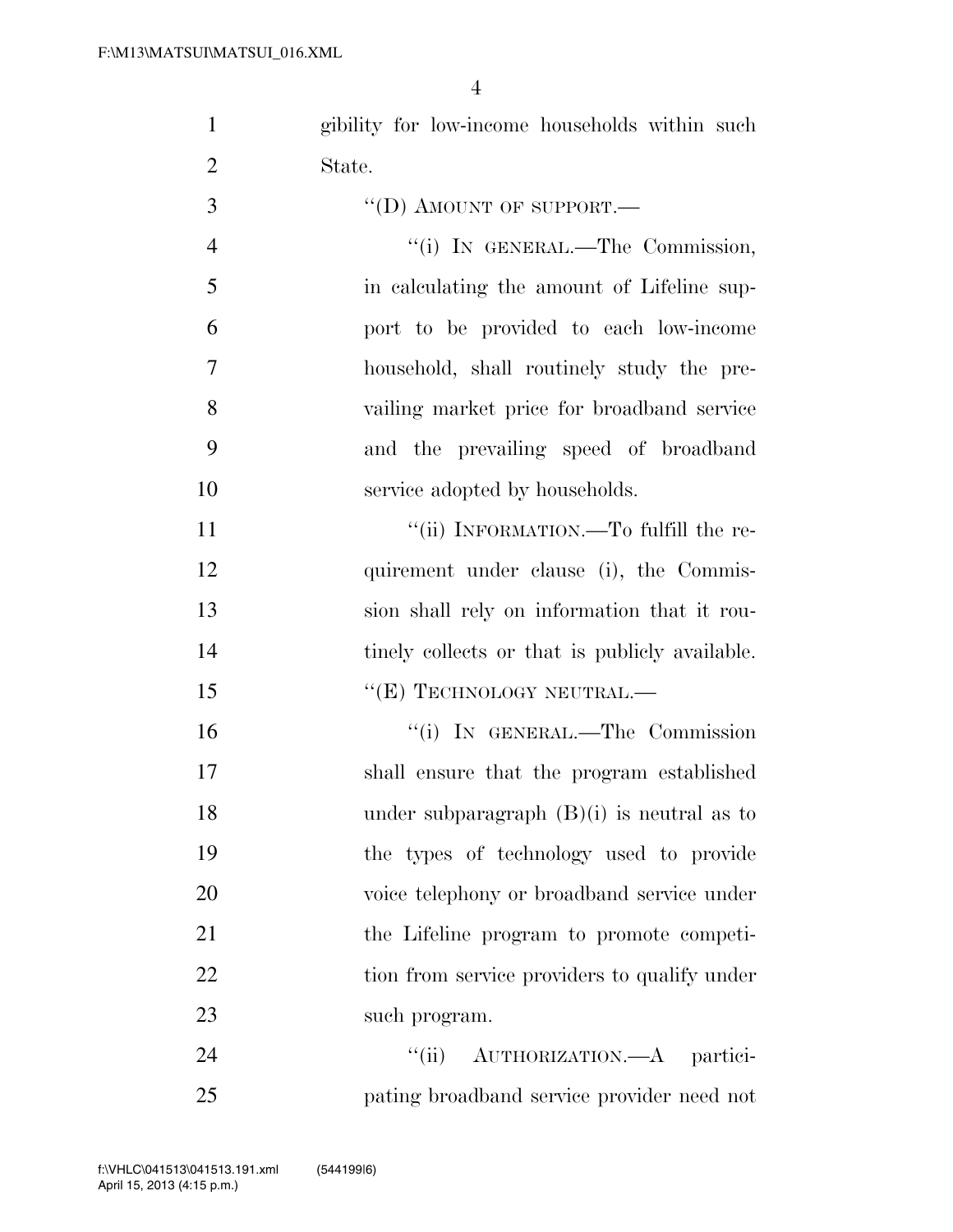gibility for low-income households within such State.

"(D) AMOUNT OF SUPPORT.—

"(i) IN GENERAL.—The Commission, in calculating the amount of Lifeline support to be provided to each low-income household, shall routinely study the prevailing market price for broadband service and the prevailing speed of broadband service adopted by households.

"(ii) INFORMATION.—To fulfill the requirement under clause (i), the Commission shall rely on information that it routinely collects or that is publicly available.

"(E) TECHNOLOGY NEUTRAL.—

"(i) IN GENERAL.—The Commission shall ensure that the program established under subparagraph (B)(i) is neutral as to the types of technology used to provide voice telephony or broadband service under the Lifeline program to promote competition from service providers to qualify under such program.

"(ii) AUTHORIZATION.—A participating broadband service provider need not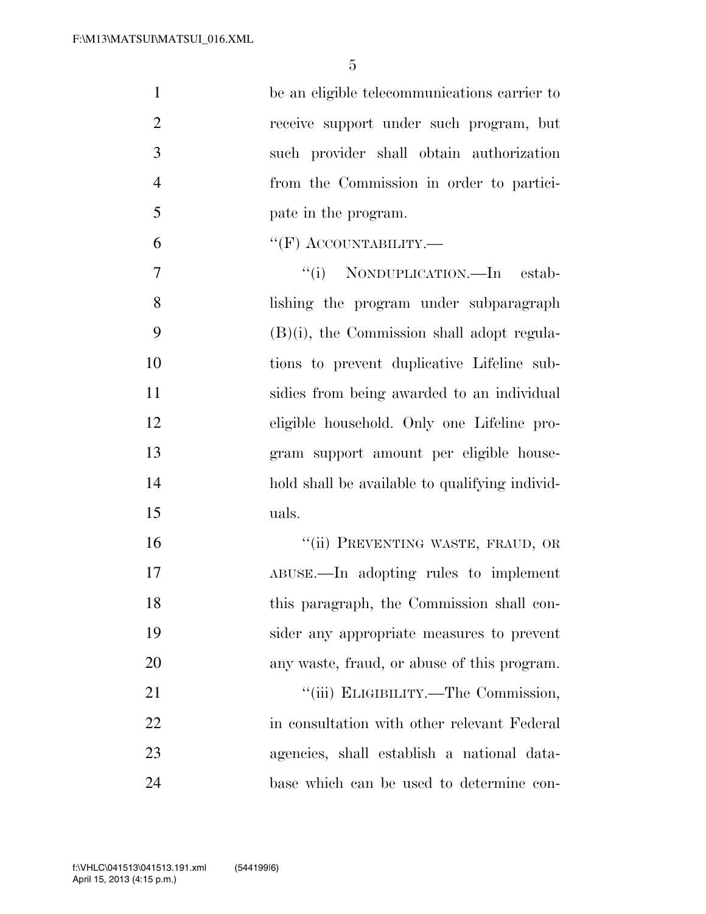be an eligible telecommunications carrier to receive support under such program, but such provider shall obtain authorization from the Commission in order to participate in the program.

"(F) ACCOUNTABILITY.—

"(i) NONDUPLICATION.—In establishing the program under subparagraph (B)(i), the Commission shall adopt regulations to prevent duplicative Lifeline subsidies from being awarded to an individual eligible household. Only one Lifeline program support amount per eligible household shall be available to qualifying individuals.

"(ii) PREVENTING WASTE, FRAUD, OR ABUSE.—In adopting rules to implement this paragraph, the Commission shall consider any appropriate measures to prevent any waste, fraud, or abuse of this program.

"(iii) ELIGIBILITY.—The Commission, in consultation with other relevant Federal agencies, shall establish a national database which can be used to determine con-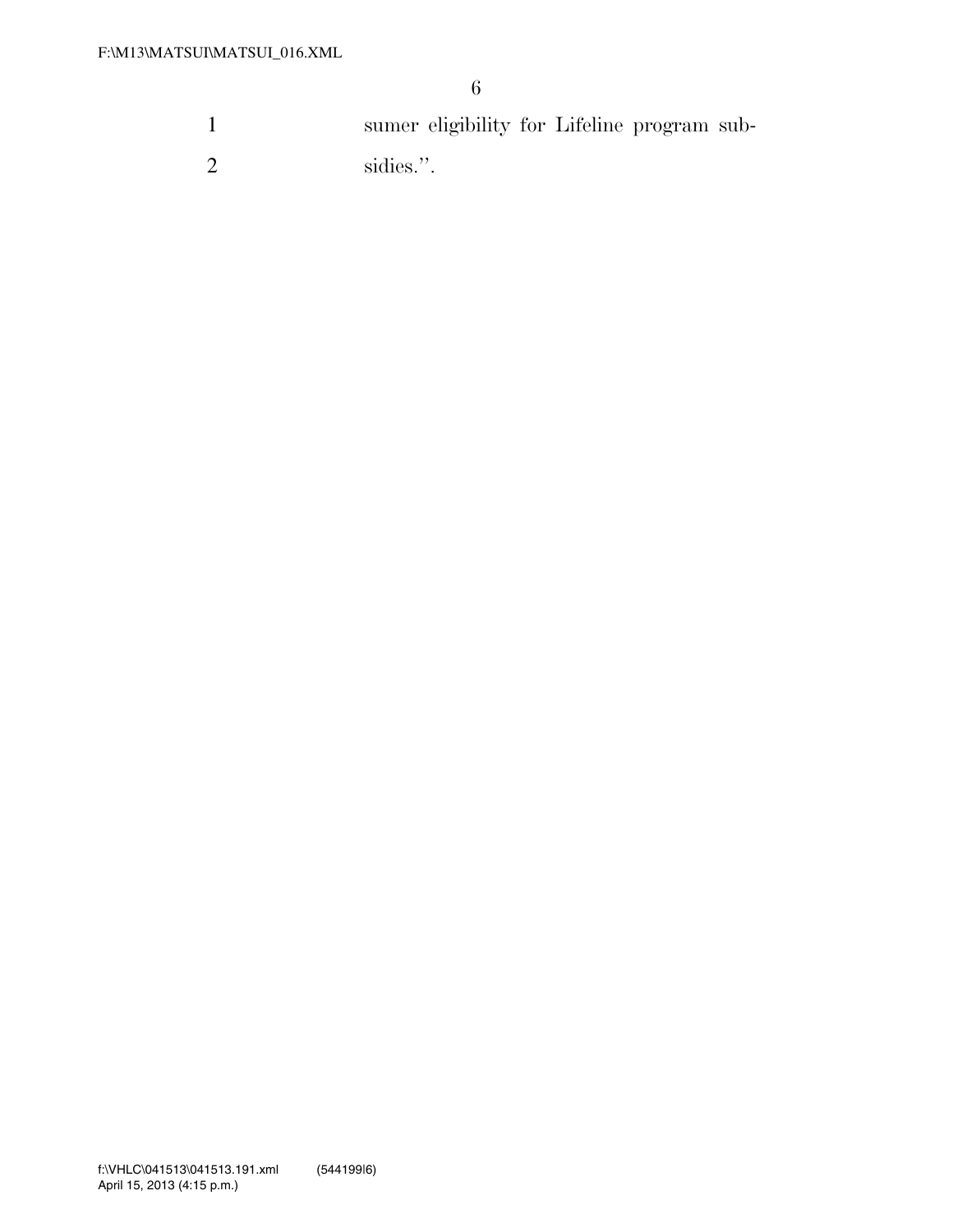sumer eligibility for Lifeline program subsidies.''.